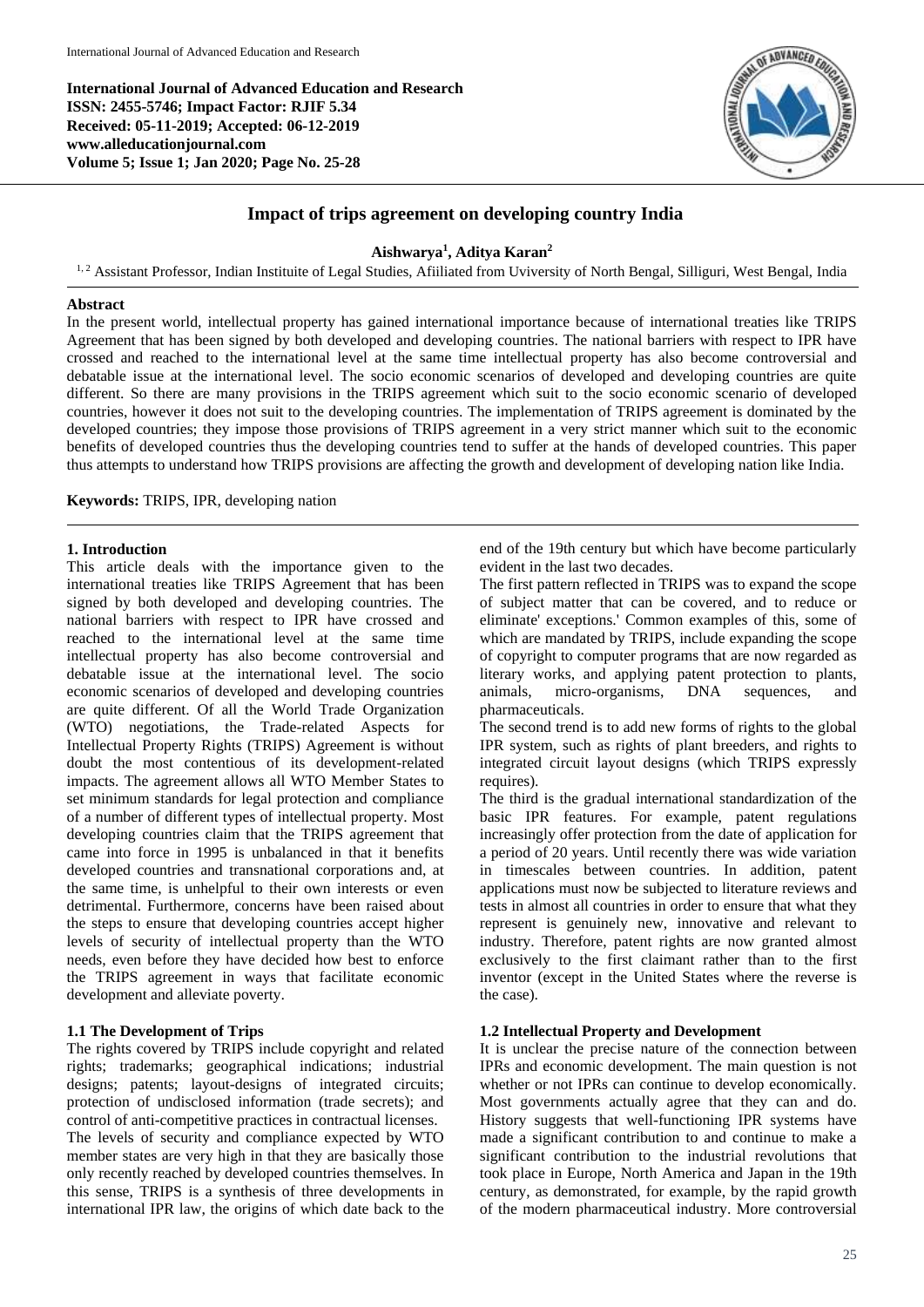**International Journal of Advanced Education and Research**
**ISSN: 2455-5746; Impact Factor: RJIF 5.34**
**Received: 05-11-2019; Accepted: 06-12-2019**
**www.alleducationjournal.com**
**Volume 5; Issue 1; Jan 2020; Page No. 25-28**

# Impact of trips agreement on developing country India

**Aishwarya[1], Aditya Karan[2]**

[1, 2] Assistant Professor, Indian Instituite of Legal Studies, Afiiliated from Uviversity of North Bengal, Silliguri, West Bengal, India

**Abstract**

In the present world, intellectual property has gained international importance because of international treaties like TRIPS Agreement that has been signed by both developed and developing countries. The national barriers with respect to IPR have crossed and reached to the international level at the same time intellectual property has also become controversial and debatable issue at the international level. The socio economic scenarios of developed and developing countries are quite different. So there are many provisions in the TRIPS agreement which suit to the socio economic scenario of developed countries, however it does not suit to the developing countries. The implementation of TRIPS agreement is dominated by the developed countries; they impose those provisions of TRIPS agreement in a very strict manner which suit to the economic benefits of developed countries thus the developing countries tend to suffer at the hands of developed countries. This paper thus attempts to understand how TRIPS provisions are affecting the growth and development of developing nation like India.

**Keywords:** TRIPS, IPR, developing nation

## 1. Introduction

This article deals with the importance given to the international treaties like TRIPS Agreement that has been signed by both developed and developing countries. The national barriers with respect to IPR have crossed and reached to the international level at the same time intellectual property has also become controversial and debatable issue at the international level. The socio economic scenarios of developed and developing countries are quite different. Of all the World Trade Organization (WTO) negotiations, the Trade-related Aspects for Intellectual Property Rights (TRIPS) Agreement is without doubt the most contentious of its development-related impacts. The agreement allows all WTO Member States to set minimum standards for legal protection and compliance of a number of different types of intellectual property. Most developing countries claim that the TRIPS agreement that came into force in 1995 is unbalanced in that it benefits developed countries and transnational corporations and, at the same time, is unhelpful to their own interests or even detrimental. Furthermore, concerns have been raised about the steps to ensure that developing countries accept higher levels of security of intellectual property than the WTO needs, even before they have decided how best to enforce the TRIPS agreement in ways that facilitate economic development and alleviate poverty.

### 1.1 The Development of Trips

The rights covered by TRIPS include copyright and related rights; trademarks; geographical indications; industrial designs; patents; layout-designs of integrated circuits; protection of undisclosed information (trade secrets); and control of anti-competitive practices in contractual licenses.

The levels of security and compliance expected by WTO member states are very high in that they are basically those only recently reached by developed countries themselves. In this sense, TRIPS is a synthesis of three developments in international IPR law, the origins of which date back to the end of the 19th century but which have become particularly evident in the last two decades.

The first pattern reflected in TRIPS was to expand the scope of subject matter that can be covered, and to reduce or eliminate' exceptions.' Common examples of this, some of which are mandated by TRIPS, include expanding the scope of copyright to computer programs that are now regarded as literary works, and applying patent protection to plants, animals, micro-organisms, DNA sequences, and pharmaceuticals.

The second trend is to add new forms of rights to the global IPR system, such as rights of plant breeders, and rights to integrated circuit layout designs (which TRIPS expressly requires).

The third is the gradual international standardization of the basic IPR features. For example, patent regulations increasingly offer protection from the date of application for a period of 20 years. Until recently there was wide variation in timescales between countries. In addition, patent applications must now be subjected to literature reviews and tests in almost all countries in order to ensure that what they represent is genuinely new, innovative and relevant to industry. Therefore, patent rights are now granted almost exclusively to the first claimant rather than to the first inventor (except in the United States where the reverse is the case).

### 1.2 Intellectual Property and Development

It is unclear the precise nature of the connection between IPRs and economic development. The main question is not whether or not IPRs can continue to develop economically. Most governments actually agree that they can and do. History suggests that well-functioning IPR systems have made a significant contribution to and continue to make a significant contribution to the industrial revolutions that took place in Europe, North America and Japan in the 19th century, as demonstrated, for example, by the rapid growth of the modern pharmaceutical industry. More controversial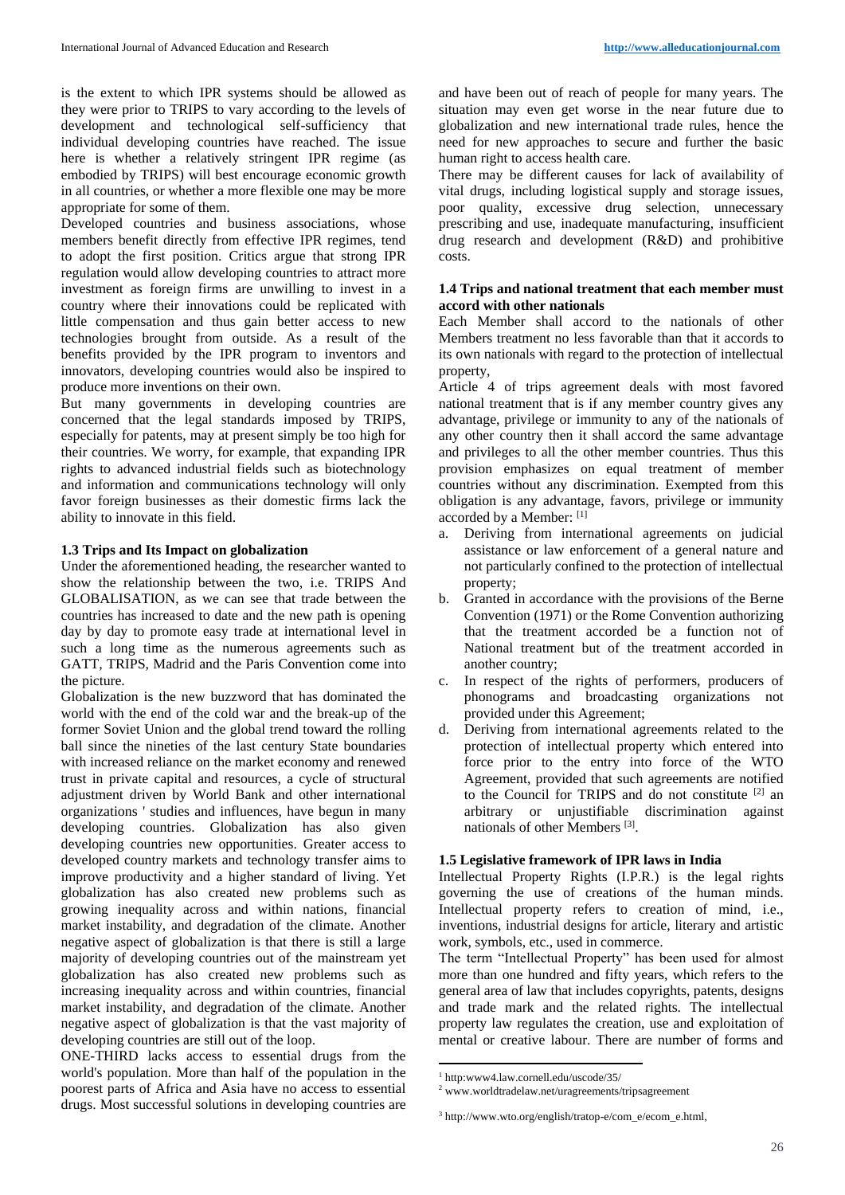is the extent to which IPR systems should be allowed as they were prior to TRIPS to vary according to the levels of development and technological self-sufficiency that individual developing countries have reached. The issue here is whether a relatively stringent IPR regime (as embodied by TRIPS) will best encourage economic growth in all countries, or whether a more flexible one may be more appropriate for some of them.

Developed countries and business associations, whose members benefit directly from effective IPR regimes, tend to adopt the first position. Critics argue that strong IPR regulation would allow developing countries to attract more investment as foreign firms are unwilling to invest in a country where their innovations could be replicated with little compensation and thus gain better access to new technologies brought from outside. As a result of the benefits provided by the IPR program to inventors and innovators, developing countries would also be inspired to produce more inventions on their own.

But many governments in developing countries are concerned that the legal standards imposed by TRIPS, especially for patents, may at present simply be too high for their countries. We worry, for example, that expanding IPR rights to advanced industrial fields such as biotechnology and information and communications technology will only favor foreign businesses as their domestic firms lack the ability to innovate in this field.

### 1.3 Trips and Its Impact on globalization

Under the aforementioned heading, the researcher wanted to show the relationship between the two, i.e. TRIPS And GLOBALISATION, as we can see that trade between the countries has increased to date and the new path is opening day by day to promote easy trade at international level in such a long time as the numerous agreements such as GATT, TRIPS, Madrid and the Paris Convention come into the picture.

Globalization is the new buzzword that has dominated the world with the end of the cold war and the break-up of the former Soviet Union and the global trend toward the rolling ball since the nineties of the last century State boundaries with increased reliance on the market economy and renewed trust in private capital and resources, a cycle of structural adjustment driven by World Bank and other international organizations ' studies and influences, have begun in many developing countries. Globalization has also given developing countries new opportunities. Greater access to developed country markets and technology transfer aims to improve productivity and a higher standard of living. Yet globalization has also created new problems such as growing inequality across and within nations, financial market instability, and degradation of the climate. Another negative aspect of globalization is that there is still a large majority of developing countries out of the mainstream yet globalization has also created new problems such as increasing inequality across and within countries, financial market instability, and degradation of the climate. Another negative aspect of globalization is that the vast majority of developing countries are still out of the loop.

ONE-THIRD lacks access to essential drugs from the world's population. More than half of the population in the poorest parts of Africa and Asia have no access to essential drugs. Most successful solutions in developing countries are and have been out of reach of people for many years. The situation may even get worse in the near future due to globalization and new international trade rules, hence the need for new approaches to secure and further the basic human right to access health care.

There may be different causes for lack of availability of vital drugs, including logistical supply and storage issues, poor quality, excessive drug selection, unnecessary prescribing and use, inadequate manufacturing, insufficient drug research and development (R&D) and prohibitive costs.

### 1.4 Trips and national treatment that each member must accord with other nationals

Each Member shall accord to the nationals of other Members treatment no less favorable than that it accords to its own nationals with regard to the protection of intellectual property,

Article 4 of trips agreement deals with most favored national treatment that is if any member country gives any advantage, privilege or immunity to any of the nationals of any other country then it shall accord the same advantage and privileges to all the other member countries. Thus this provision emphasizes on equal treatment of member countries without any discrimination. Exempted from this obligation is any advantage, favors, privilege or immunity accorded by a Member: [1]

a. Deriving from international agreements on judicial assistance or law enforcement of a general nature and not particularly confined to the protection of intellectual property;
b. Granted in accordance with the provisions of the Berne Convention (1971) or the Rome Convention authorizing that the treatment accorded be a function not of National treatment but of the treatment accorded in another country;
c. In respect of the rights of performers, producers of phonograms and broadcasting organizations not provided under this Agreement;
d. Deriving from international agreements related to the protection of intellectual property which entered into force prior to the entry into force of the WTO Agreement, provided that such agreements are notified to the Council for TRIPS and do not constitute [2] an arbitrary or unjustifiable discrimination against nationals of other Members [3].

### 1.5 Legislative framework of IPR laws in India

Intellectual Property Rights (I.P.R.) is the legal rights governing the use of creations of the human minds. Intellectual property refers to creation of mind, i.e., inventions, industrial designs for article, literary and artistic work, symbols, etc., used in commerce.

The term "Intellectual Property" has been used for almost more than one hundred and fifty years, which refers to the general area of law that includes copyrights, patents, designs and trade mark and the related rights. The intellectual property law regulates the creation, use and exploitation of mental or creative labour. There are number of forms and

---

[1] http:www4.law.cornell.edu/uscode/35/

[2] www.worldtradelaw.net/uragreements/tripsagreement

[3] http://www.wto.org/english/tratop-e/com_e/ecom_e.html,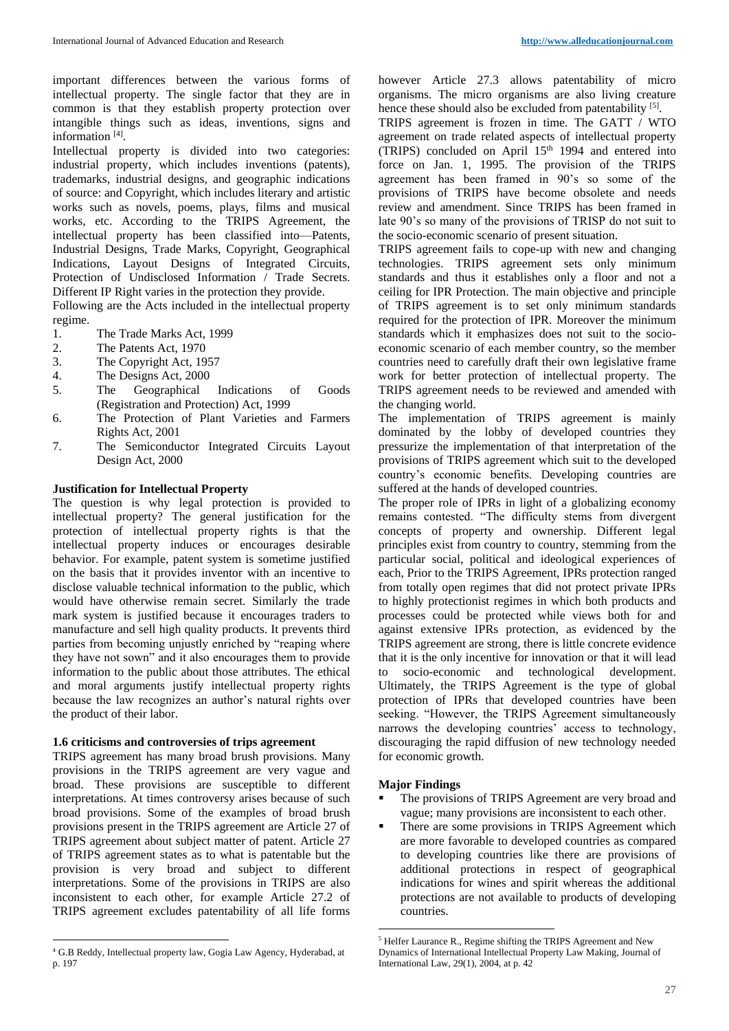important differences between the various forms of intellectual property. The single factor that they are in common is that they establish property protection over intangible things such as ideas, inventions, signs and information [4].

Intellectual property is divided into two categories: industrial property, which includes inventions (patents), trademarks, industrial designs, and geographic indications of source: and Copyright, which includes literary and artistic works such as novels, poems, plays, films and musical works, etc. According to the TRIPS Agreement, the intellectual property has been classified into—Patents, Industrial Designs, Trade Marks, Copyright, Geographical Indications, Layout Designs of Integrated Circuits, Protection of Undisclosed Information / Trade Secrets. Different IP Right varies in the protection they provide.

Following are the Acts included in the intellectual property regime.

1. The Trade Marks Act, 1999
2. The Patents Act, 1970
3. The Copyright Act, 1957
4. The Designs Act, 2000
5. The Geographical Indications of Goods (Registration and Protection) Act, 1999
6. The Protection of Plant Varieties and Farmers Rights Act, 2001
7. The Semiconductor Integrated Circuits Layout Design Act, 2000

**Justification for Intellectual Property**

The question is why legal protection is provided to intellectual property? The general justification for the protection of intellectual property rights is that the intellectual property induces or encourages desirable behavior. For example, patent system is sometime justified on the basis that it provides inventor with an incentive to disclose valuable technical information to the public, which would have otherwise remain secret. Similarly the trade mark system is justified because it encourages traders to manufacture and sell high quality products. It prevents third parties from becoming unjustly enriched by "reaping where they have not sown" and it also encourages them to provide information to the public about those attributes. The ethical and moral arguments justify intellectual property rights because the law recognizes an author's natural rights over the product of their labor.

**1.6 criticisms and controversies of trips agreement**

TRIPS agreement has many broad brush provisions. Many provisions in the TRIPS agreement are very vague and broad. These provisions are susceptible to different interpretations. At times controversy arises because of such broad provisions. Some of the examples of broad brush provisions present in the TRIPS agreement are Article 27 of TRIPS agreement about subject matter of patent. Article 27 of TRIPS agreement states as to what is patentable but the provision is very broad and subject to different interpretations. Some of the provisions in TRIPS are also inconsistent to each other, for example Article 27.2 of TRIPS agreement excludes patentability of all life forms however Article 27.3 allows patentability of micro organisms. The micro organisms are also living creature hence these should also be excluded from patentability [5].

TRIPS agreement is frozen in time. The GATT / WTO agreement on trade related aspects of intellectual property (TRIPS) concluded on April 15th 1994 and entered into force on Jan. 1, 1995. The provision of the TRIPS agreement has been framed in 90's so some of the provisions of TRIPS have become obsolete and needs review and amendment. Since TRIPS has been framed in late 90's so many of the provisions of TRISP do not suit to the socio-economic scenario of present situation.

TRIPS agreement fails to cope-up with new and changing technologies. TRIPS agreement sets only minimum standards and thus it establishes only a floor and not a ceiling for IPR Protection. The main objective and principle of TRIPS agreement is to set only minimum standards required for the protection of IPR. Moreover the minimum standards which it emphasizes does not suit to the socio-economic scenario of each member country, so the member countries need to carefully draft their own legislative frame work for better protection of intellectual property. The TRIPS agreement needs to be reviewed and amended with the changing world.

The implementation of TRIPS agreement is mainly dominated by the lobby of developed countries they pressurize the implementation of that interpretation of the provisions of TRIPS agreement which suit to the developed country's economic benefits. Developing countries are suffered at the hands of developed countries.

The proper role of IPRs in light of a globalizing economy remains contested. "The difficulty stems from divergent concepts of property and ownership. Different legal principles exist from country to country, stemming from the particular social, political and ideological experiences of each, Prior to the TRIPS Agreement, IPRs protection ranged from totally open regimes that did not protect private IPRs to highly protectionist regimes in which both products and processes could be protected while views both for and against extensive IPRs protection, as evidenced by the TRIPS agreement are strong, there is little concrete evidence that it is the only incentive for innovation or that it will lead to socio-economic and technological development. Ultimately, the TRIPS Agreement is the type of global protection of IPRs that developed countries have been seeking. "However, the TRIPS Agreement simultaneously narrows the developing countries' access to technology, discouraging the rapid diffusion of new technology needed for economic growth.

**Major Findings**

- The provisions of TRIPS Agreement are very broad and vague; many provisions are inconsistent to each other.
- There are some provisions in TRIPS Agreement which are more favorable to developed countries as compared to developing countries like there are provisions of additional protections in respect of geographical indications for wines and spirit whereas the additional protections are not available to products of developing countries.

[4] G.B Reddy, Intellectual property law, Gogia Law Agency, Hyderabad, at p. 197

[5] Helfer Laurance R., Regime shifting the TRIPS Agreement and New Dynamics of International Intellectual Property Law Making, Journal of International Law, 29(1), 2004, at p. 42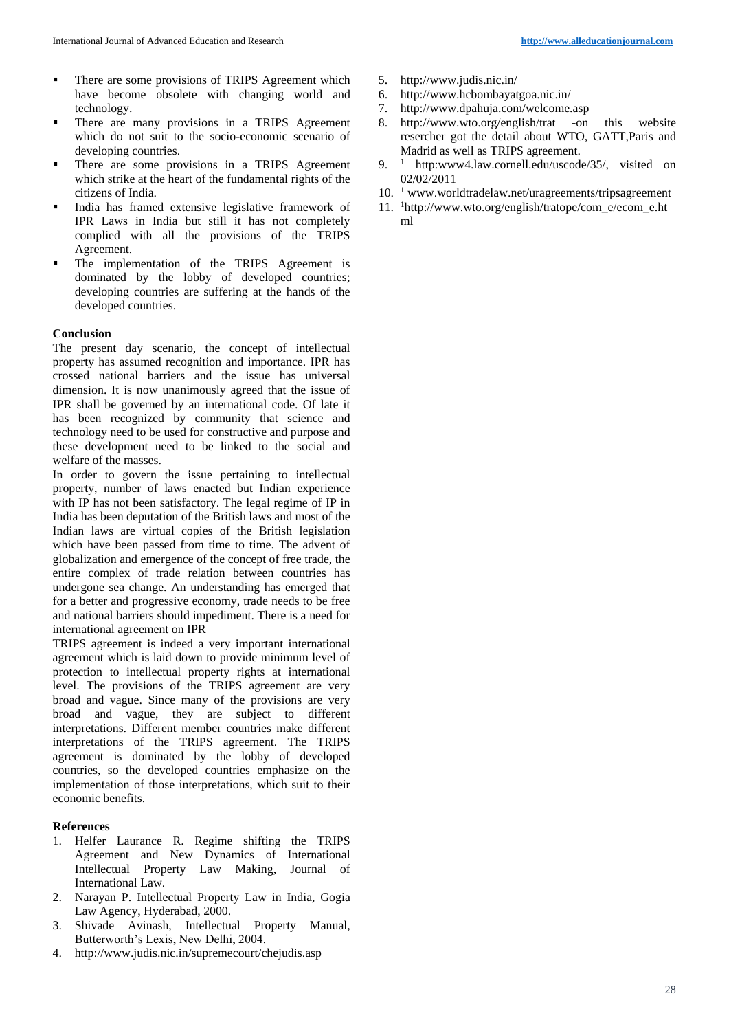- There are some provisions of TRIPS Agreement which have become obsolete with changing world and technology.
- There are many provisions in a TRIPS Agreement which do not suit to the socio-economic scenario of developing countries.
- There are some provisions in a TRIPS Agreement which strike at the heart of the fundamental rights of the citizens of India.
- India has framed extensive legislative framework of IPR Laws in India but still it has not completely complied with all the provisions of the TRIPS Agreement.
- The implementation of the TRIPS Agreement is dominated by the lobby of developed countries; developing countries are suffering at the hands of the developed countries.

**Conclusion**

The present day scenario, the concept of intellectual property has assumed recognition and importance. IPR has crossed national barriers and the issue has universal dimension. It is now unanimously agreed that the issue of IPR shall be governed by an international code. Of late it has been recognized by community that science and technology need to be used for constructive and purpose and these development need to be linked to the social and welfare of the masses.

In order to govern the issue pertaining to intellectual property, number of laws enacted but Indian experience with IP has not been satisfactory. The legal regime of IP in India has been deputation of the British laws and most of the Indian laws are virtual copies of the British legislation which have been passed from time to time. The advent of globalization and emergence of the concept of free trade, the entire complex of trade relation between countries has undergone sea change. An understanding has emerged that for a better and progressive economy, trade needs to be free and national barriers should impediment. There is a need for international agreement on IPR

TRIPS agreement is indeed a very important international agreement which is laid down to provide minimum level of protection to intellectual property rights at international level. The provisions of the TRIPS agreement are very broad and vague. Since many of the provisions are very broad and vague, they are subject to different interpretations. Different member countries make different interpretations of the TRIPS agreement. The TRIPS agreement is dominated by the lobby of developed countries, so the developed countries emphasize on the implementation of those interpretations, which suit to their economic benefits.

**References**

1. Helfer Laurance R. Regime shifting the TRIPS Agreement and New Dynamics of International Intellectual Property Law Making, Journal of International Law.
2. Narayan P. Intellectual Property Law in India, Gogia Law Agency, Hyderabad, 2000.
3. Shivade Avinash, Intellectual Property Manual, Butterworth's Lexis, New Delhi, 2004.
4. http://www.judis.nic.in/supremecourt/chejudis.asp
5. http://www.judis.nic.in/
6. http://www.hcbombayatgoa.nic.in/
7. http://www.dpahuja.com/welcome.asp
8. http://www.wto.org/english/trat -on this website resercher got the detail about WTO, GATT,Paris and Madrid as well as TRIPS agreement.
9. [1] http:www4.law.cornell.edu/uscode/35/, visited on 02/02/2011
10. [1] www.worldtradelaw.net/uragreements/tripsagreement
11. [1]http://www.wto.org/english/tratope/com_e/ecom_e.html